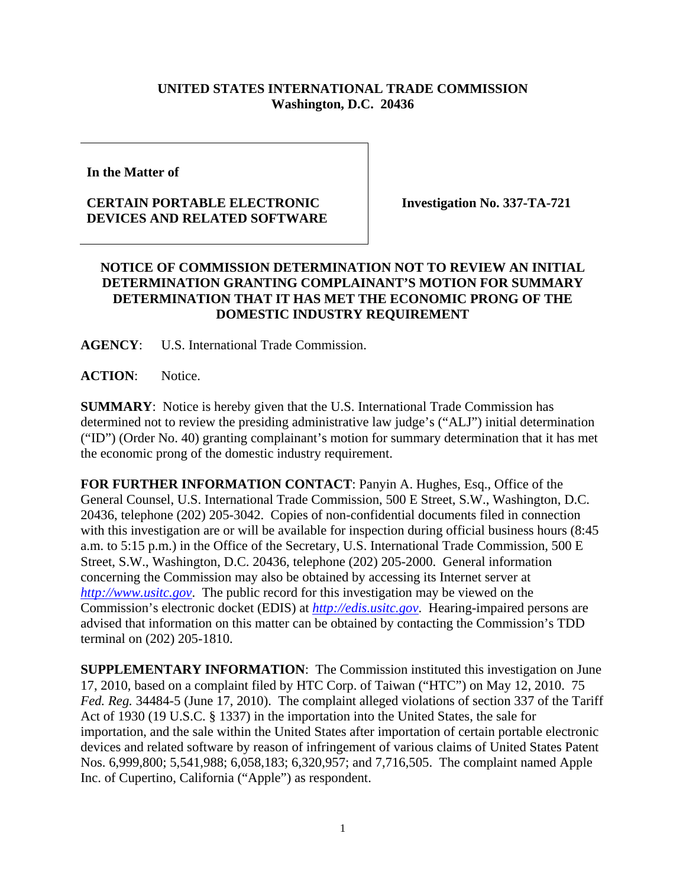**UNITED STATES INTERNATIONAL TRADE COMMISSION**
**Washington, D.C. 20436**

| | |
|---|---|
| **In the Matter of**<br><br>**CERTAIN PORTABLE ELECTRONIC DEVICES AND RELATED SOFTWARE** | **Investigation No. 337-TA-721** |

**NOTICE OF COMMISSION DETERMINATION NOT TO REVIEW AN INITIAL DETERMINATION GRANTING COMPLAINANT'S MOTION FOR SUMMARY DETERMINATION THAT IT HAS MET THE ECONOMIC PRONG OF THE DOMESTIC INDUSTRY REQUIREMENT**

**AGENCY**: U.S. International Trade Commission.

**ACTION**: Notice.

**SUMMARY**: Notice is hereby given that the U.S. International Trade Commission has determined not to review the presiding administrative law judge's ("ALJ") initial determination ("ID") (Order No. 40) granting complainant's motion for summary determination that it has met the economic prong of the domestic industry requirement.

**FOR FURTHER INFORMATION CONTACT**: Panyin A. Hughes, Esq., Office of the General Counsel, U.S. International Trade Commission, 500 E Street, S.W., Washington, D.C. 20436, telephone (202) 205-3042. Copies of non-confidential documents filed in connection with this investigation are or will be available for inspection during official business hours (8:45 a.m. to 5:15 p.m.) in the Office of the Secretary, U.S. International Trade Commission, 500 E Street, S.W., Washington, D.C. 20436, telephone (202) 205-2000. General information concerning the Commission may also be obtained by accessing its Internet server at *http://www.usitc.gov*. The public record for this investigation may be viewed on the Commission's electronic docket (EDIS) at *http://edis.usitc.gov*. Hearing-impaired persons are advised that information on this matter can be obtained by contacting the Commission's TDD terminal on (202) 205-1810.

**SUPPLEMENTARY INFORMATION**: The Commission instituted this investigation on June 17, 2010, based on a complaint filed by HTC Corp. of Taiwan ("HTC") on May 12, 2010. 75 *Fed. Reg.* 34484-5 (June 17, 2010). The complaint alleged violations of section 337 of the Tariff Act of 1930 (19 U.S.C. § 1337) in the importation into the United States, the sale for importation, and the sale within the United States after importation of certain portable electronic devices and related software by reason of infringement of various claims of United States Patent Nos. 6,999,800; 5,541,988; 6,058,183; 6,320,957; and 7,716,505. The complaint named Apple Inc. of Cupertino, California ("Apple") as respondent.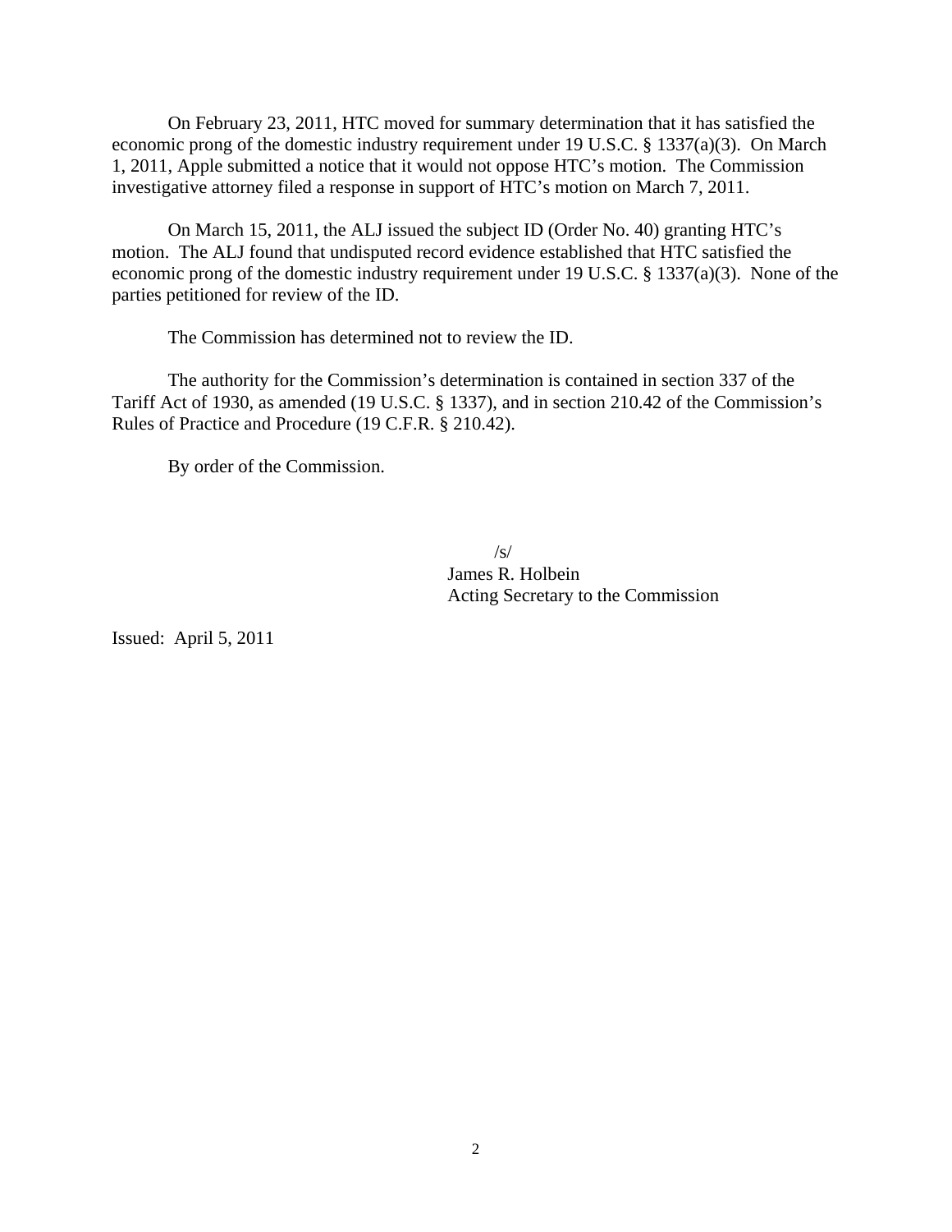On February 23, 2011, HTC moved for summary determination that it has satisfied the economic prong of the domestic industry requirement under 19 U.S.C. § 1337(a)(3). On March 1, 2011, Apple submitted a notice that it would not oppose HTC's motion. The Commission investigative attorney filed a response in support of HTC's motion on March 7, 2011.

On March 15, 2011, the ALJ issued the subject ID (Order No. 40) granting HTC's motion. The ALJ found that undisputed record evidence established that HTC satisfied the economic prong of the domestic industry requirement under 19 U.S.C. § 1337(a)(3). None of the parties petitioned for review of the ID.

The Commission has determined not to review the ID.

The authority for the Commission's determination is contained in section 337 of the Tariff Act of 1930, as amended (19 U.S.C. § 1337), and in section 210.42 of the Commission's Rules of Practice and Procedure (19 C.F.R. § 210.42).

By order of the Commission.

/s/
James R. Holbein
Acting Secretary to the Commission

Issued: April 5, 2011